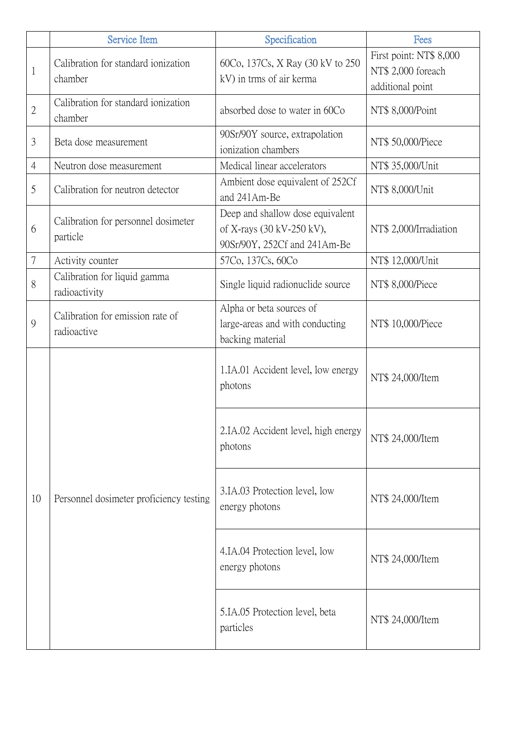|  | Service Item | Specification | Fees |
|---|---|---|---|
| 1 | Calibration for standard ionization chamber | 60Co, 137Cs, X Ray (30 kV to 250 kV) in trms of air kerma | First point: NT$ 8,000 NT$ 2,000 foreach additional point |
| 2 | Calibration for standard ionization chamber | absorbed dose to water in 60Co | NT$ 8,000/Point |
| 3 | Beta dose measurement | 90Sr/90Y source, extrapolation ionization chambers | NT$ 50,000/Piece |
| 4 | Neutron dose measurement | Medical linear accelerators | NT$ 35,000/Unit |
| 5 | Calibration for neutron detector | Ambient dose equivalent of 252Cf and 241Am-Be | NT$ 8,000/Unit |
| 6 | Calibration for personnel dosimeter particle | Deep and shallow dose equivalent of X-rays (30 kV-250 kV), 90Sr/90Y, 252Cf and 241Am-Be | NT$ 2,000/Irradiation |
| 7 | Activity counter | 57Co, 137Cs, 60Co | NT$ 12,000/Unit |
| 8 | Calibration for liquid gamma radioactivity | Single liquid radionuclide source | NT$ 8,000/Piece |
| 9 | Calibration for emission rate of radioactive | Alpha or beta sources of large-areas and with conducting backing material | NT$ 10,000/Piece |
| 10 | Personnel dosimeter proficiency testing | 1.IA.01 Accident level, low energy photons | NT$ 24,000/Item |
|  |  | 2.IA.02 Accident level, high energy photons | NT$ 24,000/Item |
|  |  | 3.IA.03 Protection level, low energy photons | NT$ 24,000/Item |
|  |  | 4.IA.04 Protection level, low energy photons | NT$ 24,000/Item |
|  |  | 5.IA.05 Protection level, beta particles | NT$ 24,000/Item |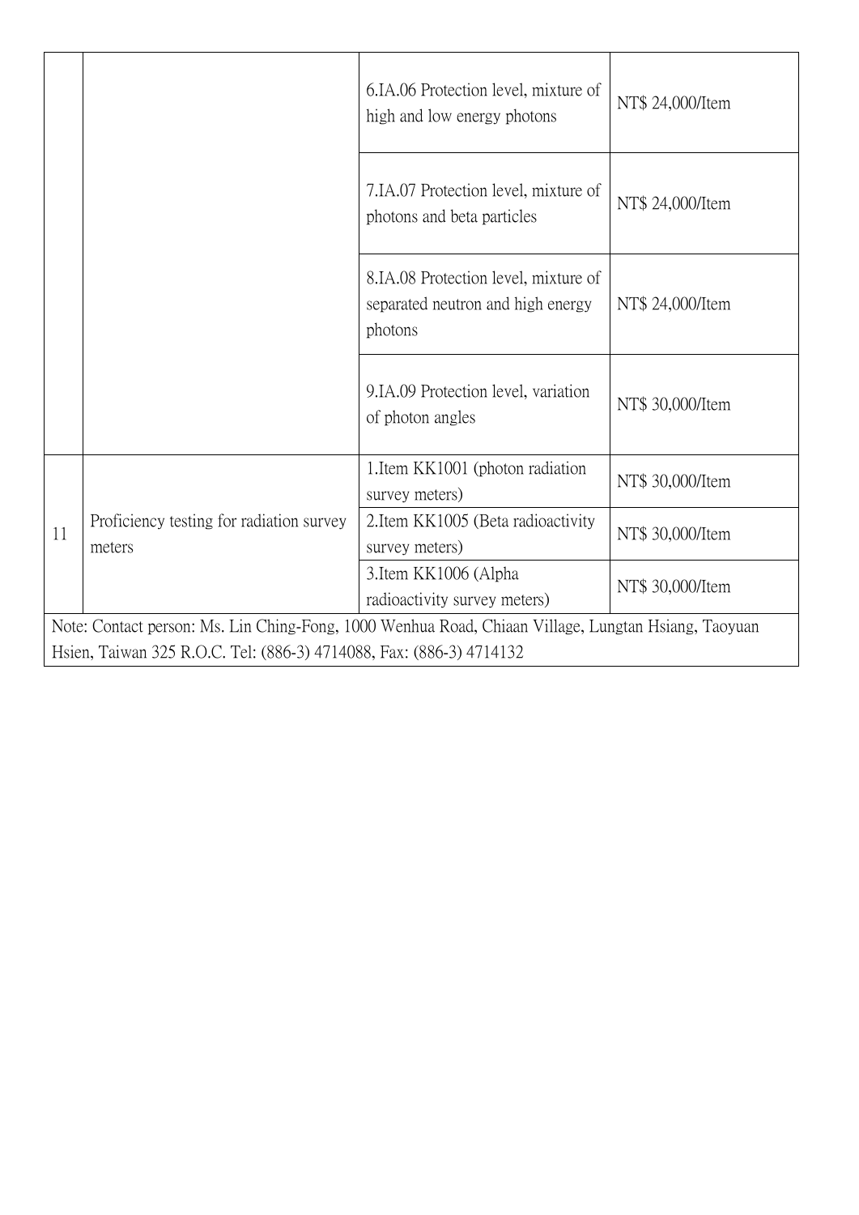| | | | |
|---|---|---|---|
| | | 6.IA.06 Protection level, mixture of high and low energy photons | NT$ 24,000/Item |
| | | 7.IA.07 Protection level, mixture of photons and beta particles | NT$ 24,000/Item |
| | | 8.IA.08 Protection level, mixture of separated neutron and high energy photons | NT$ 24,000/Item |
| | | 9.IA.09 Protection level, variation of photon angles | NT$ 30,000/Item |
| 11 | Proficiency testing for radiation survey meters | 1.Item KK1001 (photon radiation survey meters) | NT$ 30,000/Item |
| | | 2.Item KK1005 (Beta radioactivity survey meters) | NT$ 30,000/Item |
| | | 3.Item KK1006 (Alpha radioactivity survey meters) | NT$ 30,000/Item |
| Note: Contact person: Ms. Lin Ching-Fong, 1000 Wenhua Road, Chiaan Village, Lungtan Hsiang, Taoyuan Hsien, Taiwan 325 R.O.C. Tel: (886-3) 4714088, Fax: (886-3) 4714132 | | | |